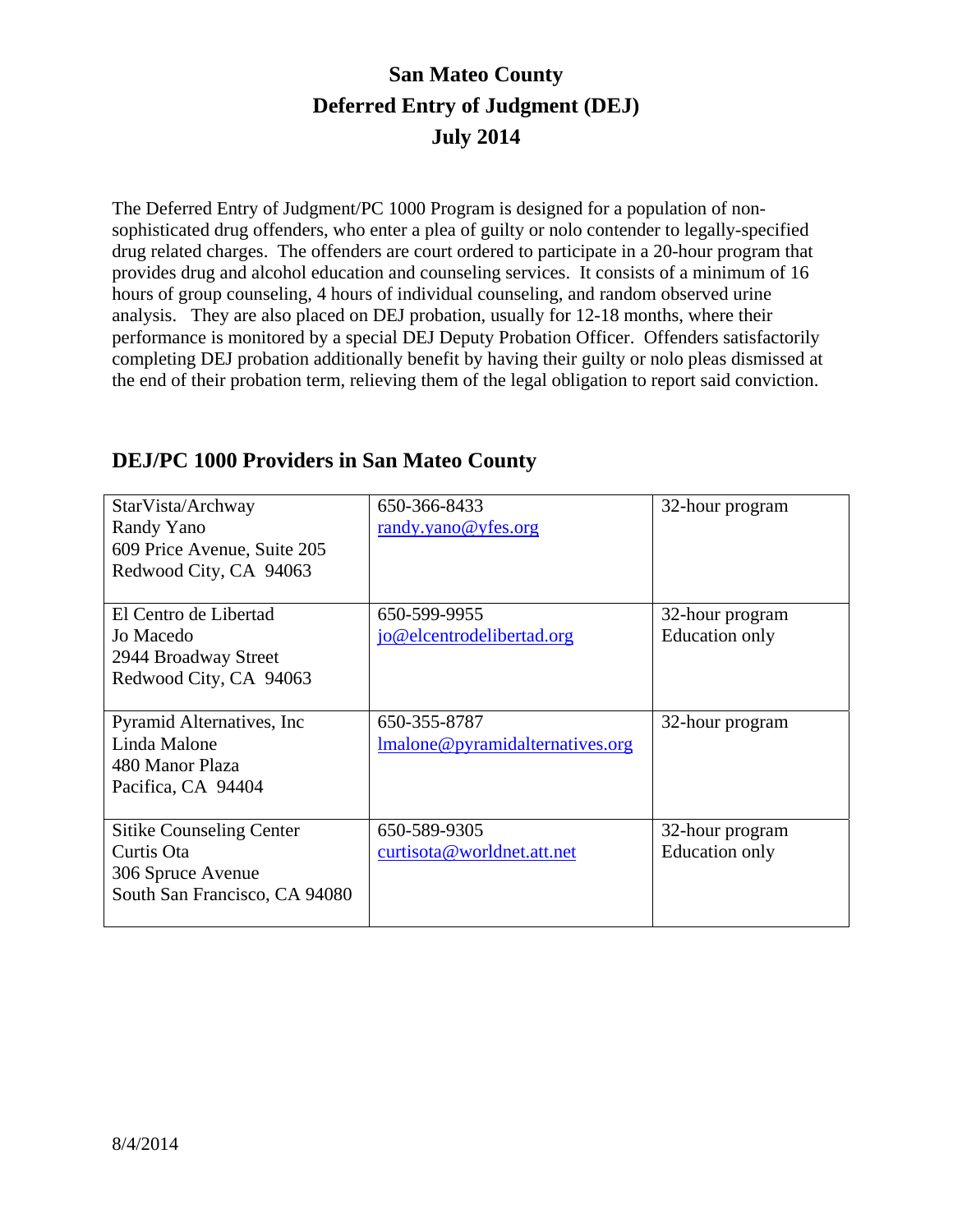# San Mateo County
# Deferred Entry of Judgment (DEJ)
# July 2014

The Deferred Entry of Judgment/PC 1000 Program is designed for a population of non-sophisticated drug offenders, who enter a plea of guilty or nolo contender to legally-specified drug related charges. The offenders are court ordered to participate in a 20-hour program that provides drug and alcohol education and counseling services. It consists of a minimum of 16 hours of group counseling, 4 hours of individual counseling, and random observed urine analysis. They are also placed on DEJ probation, usually for 12-18 months, where their performance is monitored by a special DEJ Deputy Probation Officer. Offenders satisfactorily completing DEJ probation additionally benefit by having their guilty or nolo pleas dismissed at the end of their probation term, relieving them of the legal obligation to report said conviction.

## DEJ/PC 1000 Providers in San Mateo County

| | | |
|---|---|---|
| StarVista/Archway<br>Randy Yano<br>609 Price Avenue, Suite 205<br>Redwood City, CA 94063 | 650-366-8433<br>randy.yano@yfes.org | 32-hour program |
| El Centro de Libertad<br>Jo Macedo<br>2944 Broadway Street<br>Redwood City, CA 94063 | 650-599-9955<br>jo@elcentrodelibertad.org | 32-hour program<br>Education only |
| Pyramid Alternatives, Inc<br>Linda Malone<br>480 Manor Plaza<br>Pacifica, CA 94404 | 650-355-8787<br>lmalone@pyramidalternatives.org | 32-hour program |
| Sitike Counseling Center<br>Curtis Ota<br>306 Spruce Avenue<br>South San Francisco, CA 94080 | 650-589-9305<br>curtisota@worldnet.att.net | 32-hour program<br>Education only |

8/4/2014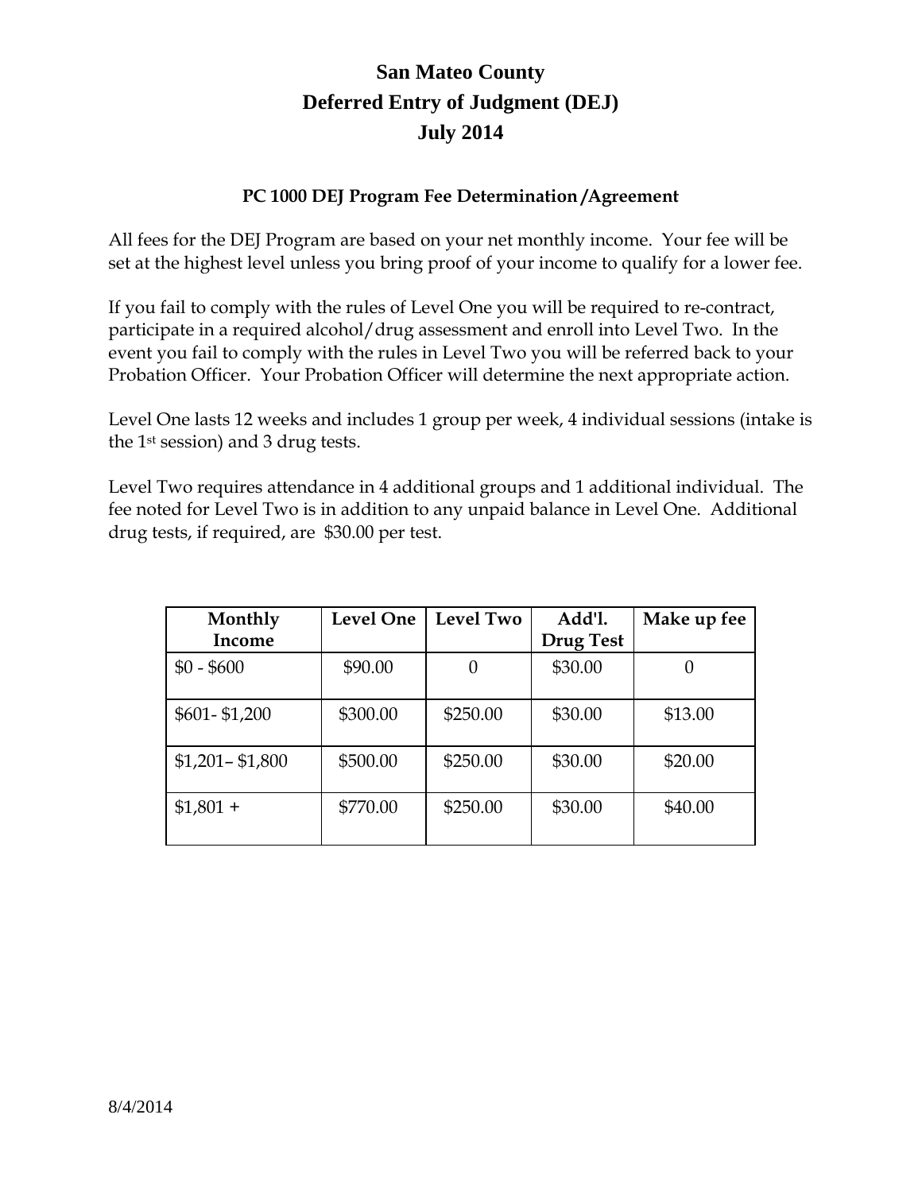# San Mateo County
# Deferred Entry of Judgment (DEJ)
# July 2014

### PC 1000 DEJ Program Fee Determination/Agreement

All fees for the DEJ Program are based on your net monthly income. Your fee will be set at the highest level unless you bring proof of your income to qualify for a lower fee.

If you fail to comply with the rules of Level One you will be required to re-contract, participate in a required alcohol/drug assessment and enroll into Level Two. In the event you fail to comply with the rules in Level Two you will be referred back to your Probation Officer. Your Probation Officer will determine the next appropriate action.

Level One lasts 12 weeks and includes 1 group per week, 4 individual sessions (intake is the 1st session) and 3 drug tests.

Level Two requires attendance in 4 additional groups and 1 additional individual. The fee noted for Level Two is in addition to any unpaid balance in Level One. Additional drug tests, if required, are $30.00 per test.

| Monthly Income | Level One | Level Two | Add'l. Drug Test | Make up fee |
|---|---|---|---|---|
| $0 - $600 | $90.00 | 0 | $30.00 | 0 |
| $601- $1,200 | $300.00 | $250.00 | $30.00 | $13.00 |
| $1,201– $1,800 | $500.00 | $250.00 | $30.00 | $20.00 |
| $1,801 + | $770.00 | $250.00 | $30.00 | $40.00 |

8/4/2014